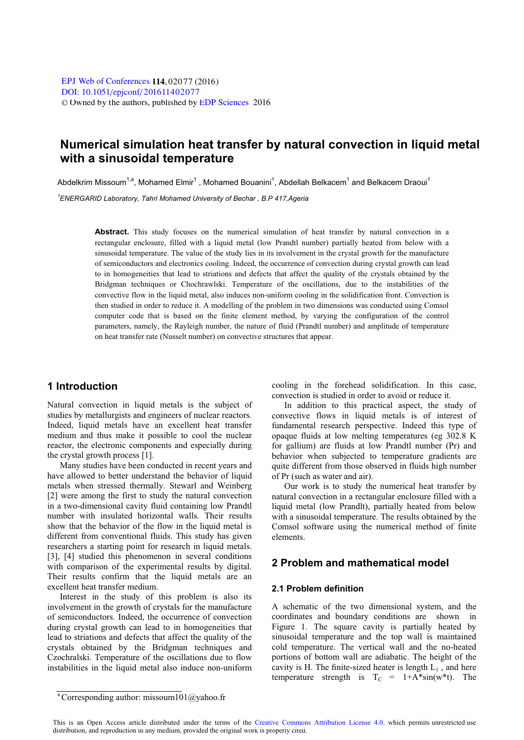# Numerical simulation heat transfer by natural convection in liquid metal with a sinusoidal temperature

Abdelkrim Missoum[1,a], Mohamed Elmir[1], Mohamed Bouanini[1], Abdellah Belkacem[1] and Belkacem Draoui[1]

*[1]ENERGARID Laboratory, Tahri Mohamed University of Bechar , B.P 417,Ageria*

**Abstract.** This study focuses on the numerical simulation of heat transfer by natural convection in a rectangular enclosure, filled with a liquid metal (low Prandtl number) partially heated from below with a sinusoidal temperature. The value of the study lies in its involvement in the crystal growth for the manufacture of semiconductors and electronics cooling. Indeed, the occurrence of convection during crystal growth can lead to in homogeneities that lead to striations and defects that affect the quality of the crystals obtained by the Bridgman techniques or Chochrawlski. Temperature of the oscillations, due to the instabilities of the convective flow in the liquid metal, also induces non-uniform cooling in the solidification front. Convection is then studied in order to reduce it. A modelling of the problem in two dimensions was conducted using Comsol computer code that is based on the finite element method, by varying the configuration of the control parameters, namely, the Rayleigh number, the nature of fluid (Prandtl number) and amplitude of temperature on heat transfer rate (Nusselt number) on convective structures that appear.

## 1 Introduction

Natural convection in liquid metals is the subject of studies by metallurgists and engineers of nuclear reactors. Indeed, liquid metals have an excellent heat transfer medium and thus make it possible to cool the nuclear reactor, the electronic components and especially during the crystal growth process [1].

Many studies have been conducted in recent years and have allowed to better understand the behavior of liquid metals when stressed thermally. Stewarl and Weinberg [2] were among the first to study the natural convection in a two-dimensional cavity fluid containing low Prandtl number with insulated horizontal walls. Their results show that the behavior of the flow in the liquid metal is different from conventional fluids. This study has given researchers a starting point for research in liquid metals. [3], [4] studied this phenomenon in several conditions with comparison of the experimental results by digital. Their results confirm that the liquid metals are an excellent heat transfer medium.

Interest in the study of this problem is also its involvement in the growth of crystals for the manufacture of semiconductors. Indeed, the occurrence of convection during crystal growth can lead to in homogeneities that lead to striations and defects that affect the quality of the crystals obtained by the Bridgman techniques and Czochralski. Temperature of the oscillations due to flow instabilities in the liquid metal also induce non-uniform cooling in the forehead solidification. In this case, convection is studied in order to avoid or reduce it.

In addition to this practical aspect, the study of convective flows in liquid metals is of interest of fundamental research perspective. Indeed this type of opaque fluids at low melting temperatures (eg 302.8 K for gallium) are fluids at low Prandtl number (Pr) and behavior when subjected to temperature gradients are quite different from those observed in fluids high number of Pr (such as water and air).

Our work is to study the numerical heat transfer by natural convection in a rectangular enclosure filled with a liquid metal (low Prandlt), partially heated from below with a sinusoidal temperature. The results obtained by the Comsol software using the numerical method of finite elements.

## 2 Problem and mathematical model

### 2.1 Problem definition

A schematic of the two dimensional system, and the coordinates and boundary conditions are shown in Figure 1. The square cavity is partially heated by sinusoidal temperature and the top wall is maintained cold temperature. The vertical wall and the no-heated portions of bottom wall are adiabatic. The height of the cavity is H. The finite-sized heater is length $L_1$ , and here temperature strength is $T_C = 1+A*\sin(w*t)$. The

[a] Corresponding author: missoum101@yahoo.fr

This is an Open Access article distributed under the terms of the Creative Commons Attribution License 4.0, which permits unrestricted use distribution, and reproduction in any medium, provided the original work is properiy cited.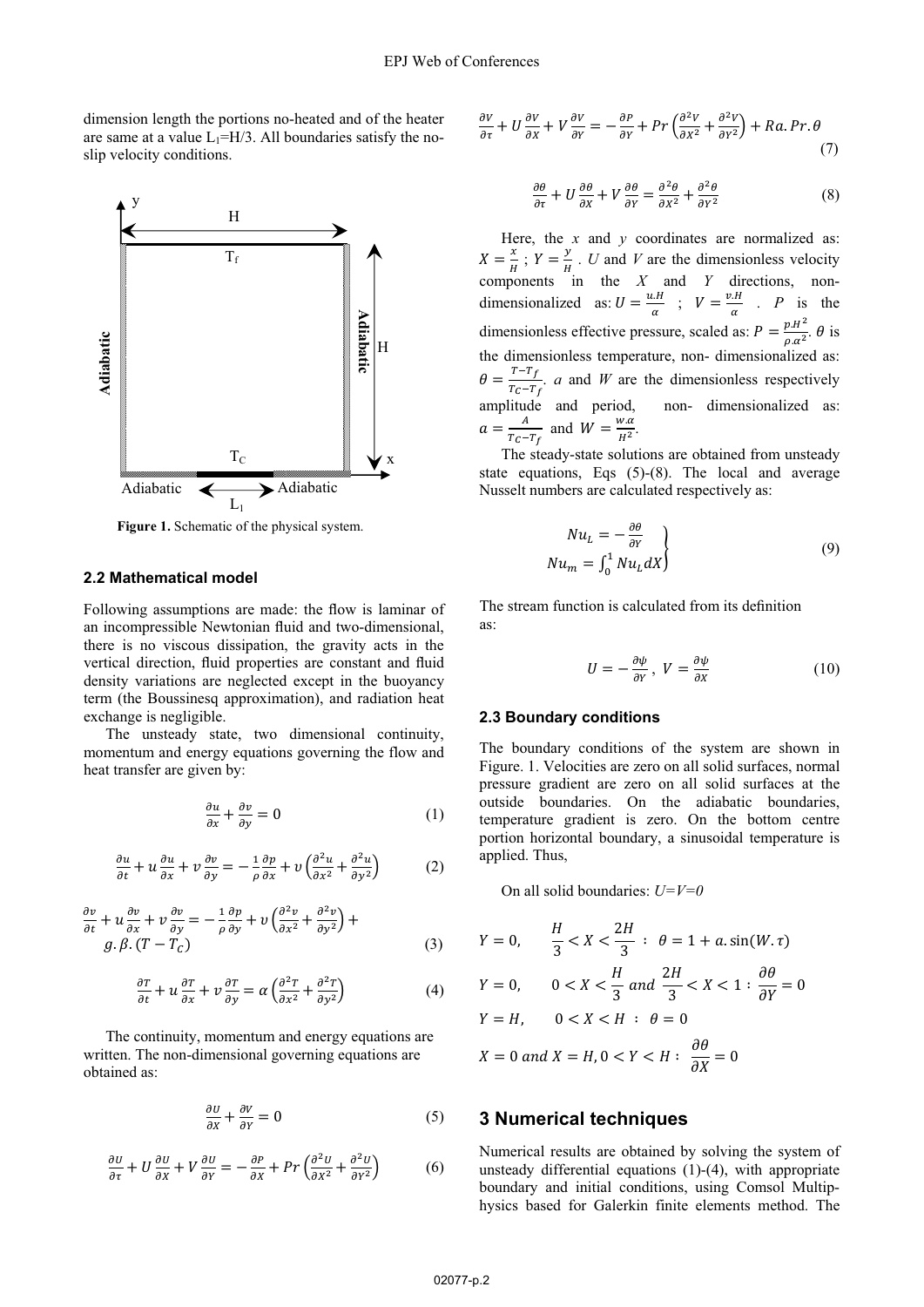dimension length the portions no-heated and of the heater are same at a value $L_1$=H/3. All boundaries satisfy the no-slip velocity conditions.

**Figure 1.** Schematic of the physical system.

### 2.2 Mathematical model

Following assumptions are made: the flow is laminar of an incompressible Newtonian fluid and two-dimensional, there is no viscous dissipation, the gravity acts in the vertical direction, fluid properties are constant and fluid density variations are neglected except in the buoyancy term (the Boussinesq approximation), and radiation heat exchange is negligible.

The unsteady state, two dimensional continuity, momentum and energy equations governing the flow and heat transfer are given by:

$$\frac{\partial u}{\partial x}+\frac{\partial v}{\partial y}=0 \qquad (1)$$

$$\frac{\partial u}{\partial t}+u\frac{\partial u}{\partial x}+v\frac{\partial v}{\partial y}=-\frac{1}{\rho}\frac{\partial p}{\partial x}+\upsilon\left(\frac{\partial^2 u}{\partial x^2}+\frac{\partial^2 u}{\partial y^2}\right) \qquad (2)$$

$$\frac{\partial v}{\partial t}+u\frac{\partial v}{\partial x}+v\frac{\partial v}{\partial y}=-\frac{1}{\rho}\frac{\partial p}{\partial y}+\upsilon\left(\frac{\partial^2 v}{\partial x^2}+\frac{\partial^2 v}{\partial y^2}\right)+g.\beta.(T-T_C) \qquad (3)$$

$$\frac{\partial T}{\partial t}+u\frac{\partial T}{\partial x}+v\frac{\partial T}{\partial y}=\alpha\left(\frac{\partial^2 T}{\partial x^2}+\frac{\partial^2 T}{\partial y^2}\right) \qquad (4)$$

The continuity, momentum and energy equations are written. The non-dimensional governing equations are obtained as:

$$\frac{\partial U}{\partial X}+\frac{\partial V}{\partial Y}=0 \qquad (5)$$

$$\frac{\partial U}{\partial \tau}+U\frac{\partial U}{\partial X}+V\frac{\partial U}{\partial Y}=-\frac{\partial P}{\partial X}+Pr\left(\frac{\partial^2 U}{\partial X^2}+\frac{\partial^2 U}{\partial Y^2}\right) \qquad (6)$$

$$\frac{\partial V}{\partial \tau}+U\frac{\partial V}{\partial X}+V\frac{\partial V}{\partial Y}=-\frac{\partial P}{\partial Y}+Pr\left(\frac{\partial^2 V}{\partial X^2}+\frac{\partial^2 V}{\partial Y^2}\right)+Ra.Pr.\theta \qquad (7)$$

$$\frac{\partial \theta}{\partial \tau}+U\frac{\partial \theta}{\partial X}+V\frac{\partial \theta}{\partial Y}=\frac{\partial^2 \theta}{\partial X^2}+\frac{\partial^2 \theta}{\partial Y^2} \qquad (8)$$

Here, the $x$ and $y$ coordinates are normalized as: $X=\frac{x}{H}$ ; $Y=\frac{y}{H}$ . $U$ and $V$ are the dimensionless velocity components in the $X$ and $Y$ directions, non-dimensionalized as: $U=\frac{u.H}{\alpha}$ ; $V=\frac{v.H}{\alpha}$ . $P$ is the dimensionless effective pressure, scaled as: $P=\frac{p.H^2}{\rho.\alpha^2}$. $\theta$ is the dimensionless temperature, non- dimensionalized as: $\theta=\frac{T-T_f}{T_C-T_f}$. $a$ and $W$ are the dimensionless respectively amplitude and period, non- dimensionalized as: $a=\frac{A}{T_C-T_f}$ and $W=\frac{w.\alpha}{H^2}$.

The steady-state solutions are obtained from unsteady state equations, Eqs (5)-(8). The local and average Nusselt numbers are calculated respectively as:

$$\left.\begin{aligned} Nu_L &= -\frac{\partial \theta}{\partial Y} \\ Nu_m &= \int_0^1 Nu_L dX \end{aligned}\right\} \qquad (9)$$

The stream function is calculated from its definition as:

$$U=-\frac{\partial \psi}{\partial Y},\ V=\frac{\partial \psi}{\partial X} \qquad (10)$$

### 2.3 Boundary conditions

The boundary conditions of the system are shown in Figure. 1. Velocities are zero on all solid surfaces, normal pressure gradient are zero on all solid surfaces at the outside boundaries. On the adiabatic boundaries, temperature gradient is zero. On the bottom centre portion horizontal boundary, a sinusoidal temperature is applied. Thus,

On all solid boundaries: *U=V=0*

$$Y=0,\qquad \frac{H}{3}<X<\frac{2H}{3}\ :\ \theta=1+a.\sin(W.\tau)$$

$$Y=0,\qquad 0<X<\frac{H}{3}\ and\ \frac{2H}{3}<X<1:\frac{\partial\theta}{\partial Y}=0$$

$$Y=H,\qquad 0<X<H\ :\ \theta=0$$

$$X=0\ and\ X=H, 0<Y<H:\ \frac{\partial\theta}{\partial X}=0$$

## 3 Numerical techniques

Numerical results are obtained by solving the system of unsteady differential equations (1)-(4), with appropriate boundary and initial conditions, using Comsol Multiphysics based for Galerkin finite elements method. The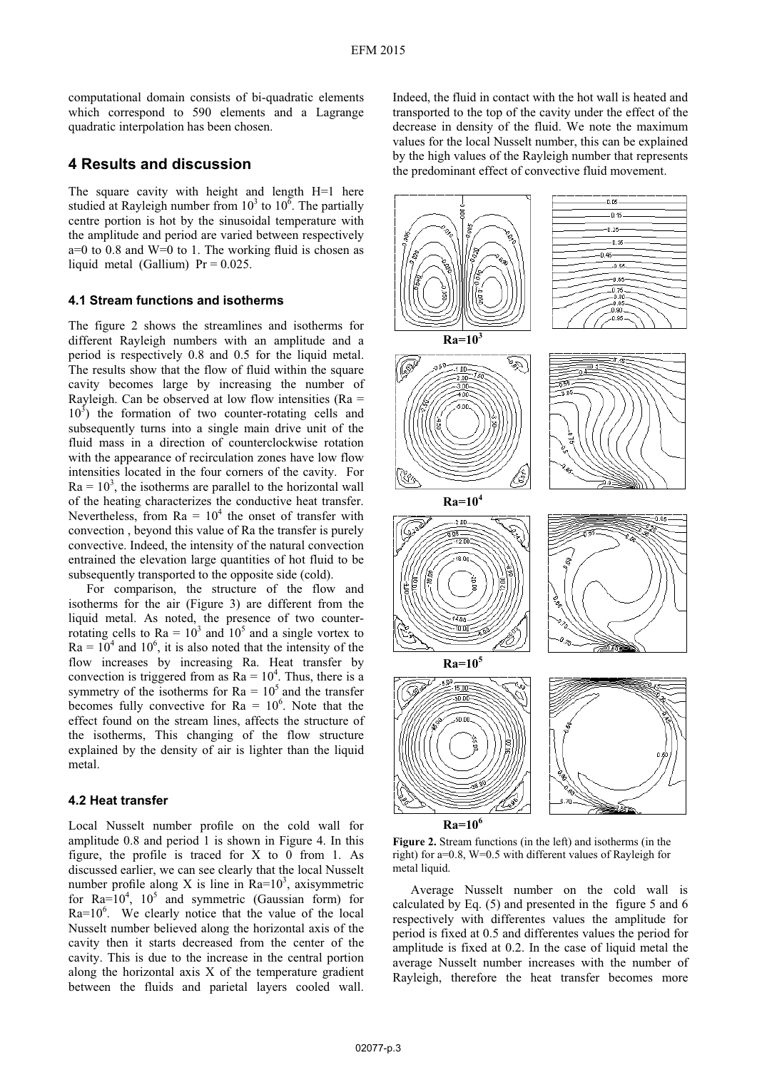computational domain consists of bi-quadratic elements which correspond to 590 elements and a Lagrange quadratic interpolation has been chosen.

## 4 Results and discussion

The square cavity with height and length H=1 here studied at Rayleigh number from $10^3$ to $10^6$. The partially centre portion is hot by the sinusoidal temperature with the amplitude and period are varied between respectively a=0 to 0.8 and W=0 to 1. The working fluid is chosen as liquid metal (Gallium) Pr = 0.025.

### 4.1 Stream functions and isotherms

The figure 2 shows the streamlines and isotherms for different Rayleigh numbers with an amplitude and a period is respectively 0.8 and 0.5 for the liquid metal. The results show that the flow of fluid within the square cavity becomes large by increasing the number of Rayleigh. Can be observed at low flow intensities (Ra = $10^3$) the formation of two counter-rotating cells and subsequently turns into a single main drive unit of the fluid mass in a direction of counterclockwise rotation with the appearance of recirculation zones have low flow intensities located in the four corners of the cavity. For Ra = $10^3$, the isotherms are parallel to the horizontal wall of the heating characterizes the conductive heat transfer. Nevertheless, from Ra = $10^4$ the onset of transfer with convection , beyond this value of Ra the transfer is purely convective. Indeed, the intensity of the natural convection entrained the elevation large quantities of hot fluid to be subsequently transported to the opposite side (cold).

For comparison, the structure of the flow and isotherms for the air (Figure 3) are different from the liquid metal. As noted, the presence of two counter-rotating cells to Ra = $10^3$ and $10^5$ and a single vortex to Ra = $10^4$ and $10^6$, it is also noted that the intensity of the flow increases by increasing Ra. Heat transfer by convection is triggered from as Ra = $10^4$. Thus, there is a symmetry of the isotherms for Ra = $10^5$ and the transfer becomes fully convective for Ra = $10^6$. Note that the effect found on the stream lines, affects the structure of the isotherms, This changing of the flow structure explained by the density of air is lighter than the liquid metal.

### 4.2 Heat transfer

Local Nusselt number profile on the cold wall for amplitude 0.8 and period 1 is shown in Figure 4. In this figure, the profile is traced for X to 0 from 1. As discussed earlier, we can see clearly that the local Nusselt number profile along X is line in Ra=$10^3$, axisymmetric for Ra=$10^4$, $10^5$ and symmetric (Gaussian form) for Ra=$10^6$. We clearly notice that the value of the local Nusselt number believed along the horizontal axis of the cavity then it starts decreased from the center of the cavity. This is due to the increase in the central portion along the horizontal axis X of the temperature gradient between the fluids and parietal layers cooled wall. Indeed, the fluid in contact with the hot wall is heated and transported to the top of the cavity under the effect of the decrease in density of the fluid. We note the maximum values for the local Nusselt number, this can be explained by the high values of the Rayleigh number that represents the predominant effect of convective fluid movement.

**Figure 2.** Stream functions (in the left) and isotherms (in the right) for a=0.8, W=0.5 with different values of Rayleigh for metal liquid.

Average Nusselt number on the cold wall is calculated by Eq. (5) and presented in the figure 5 and 6 respectively with differentes values the amplitude for period is fixed at 0.5 and differentes values the period for amplitude is fixed at 0.2. In the case of liquid metal the average Nusselt number increases with the number of Rayleigh, therefore the heat transfer becomes more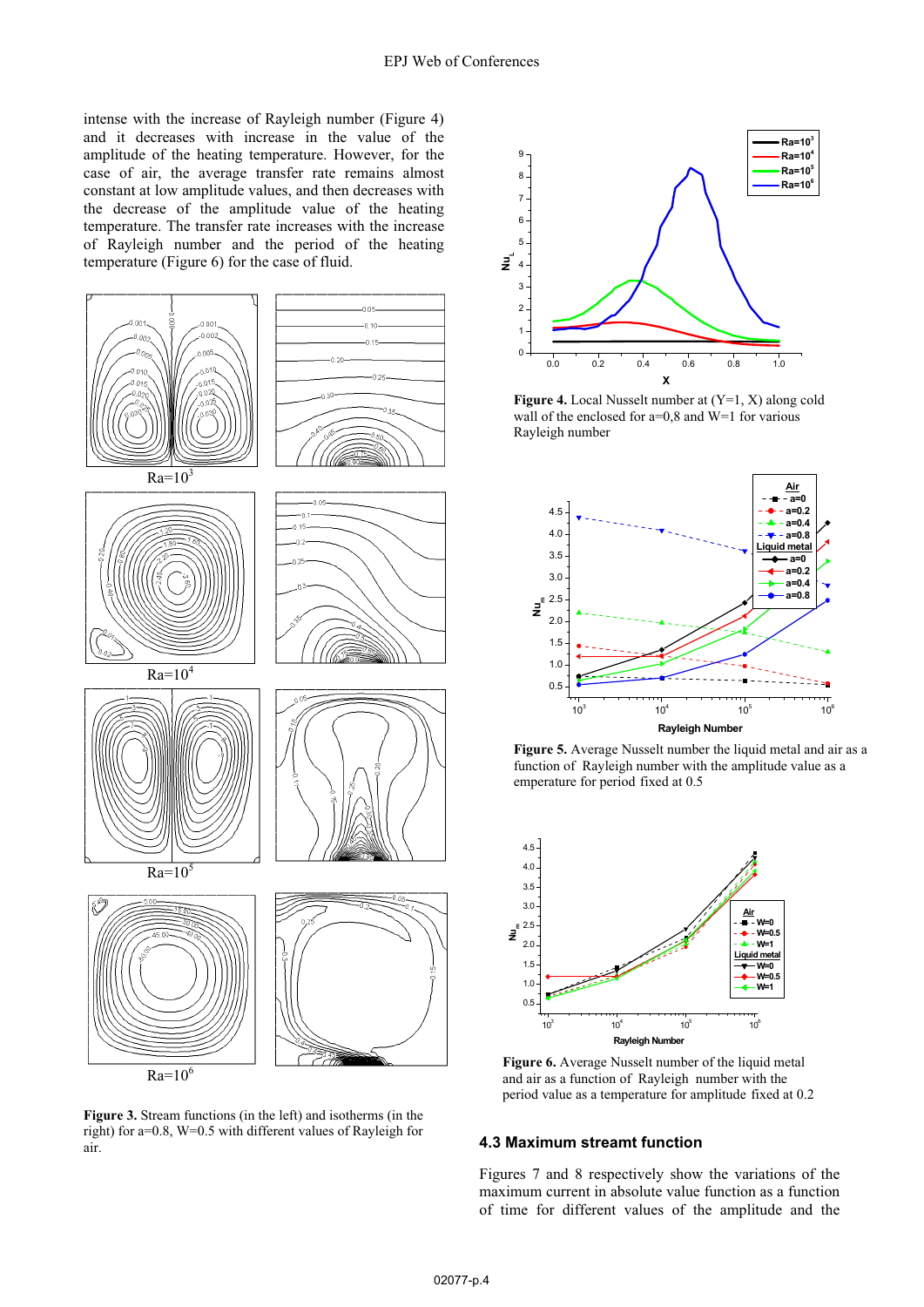intense with the increase of Rayleigh number (Figure 4) and it decreases with increase in the value of the amplitude of the heating temperature. However, for the case of air, the average transfer rate remains almost constant at low amplitude values, and then decreases with the decrease of the amplitude value of the heating temperature. The transfer rate increases with the increase of Rayleigh number and the period of the heating temperature (Figure 6) for the case of fluid.

**Figure 3.** Stream functions (in the left) and isotherms (in the right) for a=0.8, W=0.5 with different values of Rayleigh for air.

**Figure 4.** Local Nusselt number at (Y=1, X) along cold wall of the enclosed for a=0,8 and W=1 for various Rayleigh number

**Figure 5.** Average Nusselt number the liquid metal and air as a function of Rayleigh number with the amplitude value as a emperature for period fixed at 0.5

**Figure 6.** Average Nusselt number of the liquid metal and air as a function of Rayleigh number with the period value as a temperature for amplitude fixed at 0.2

### 4.3 Maximum streamt function

Figures 7 and 8 respectively show the variations of the maximum current in absolute value function as a function of time for different values of the amplitude and the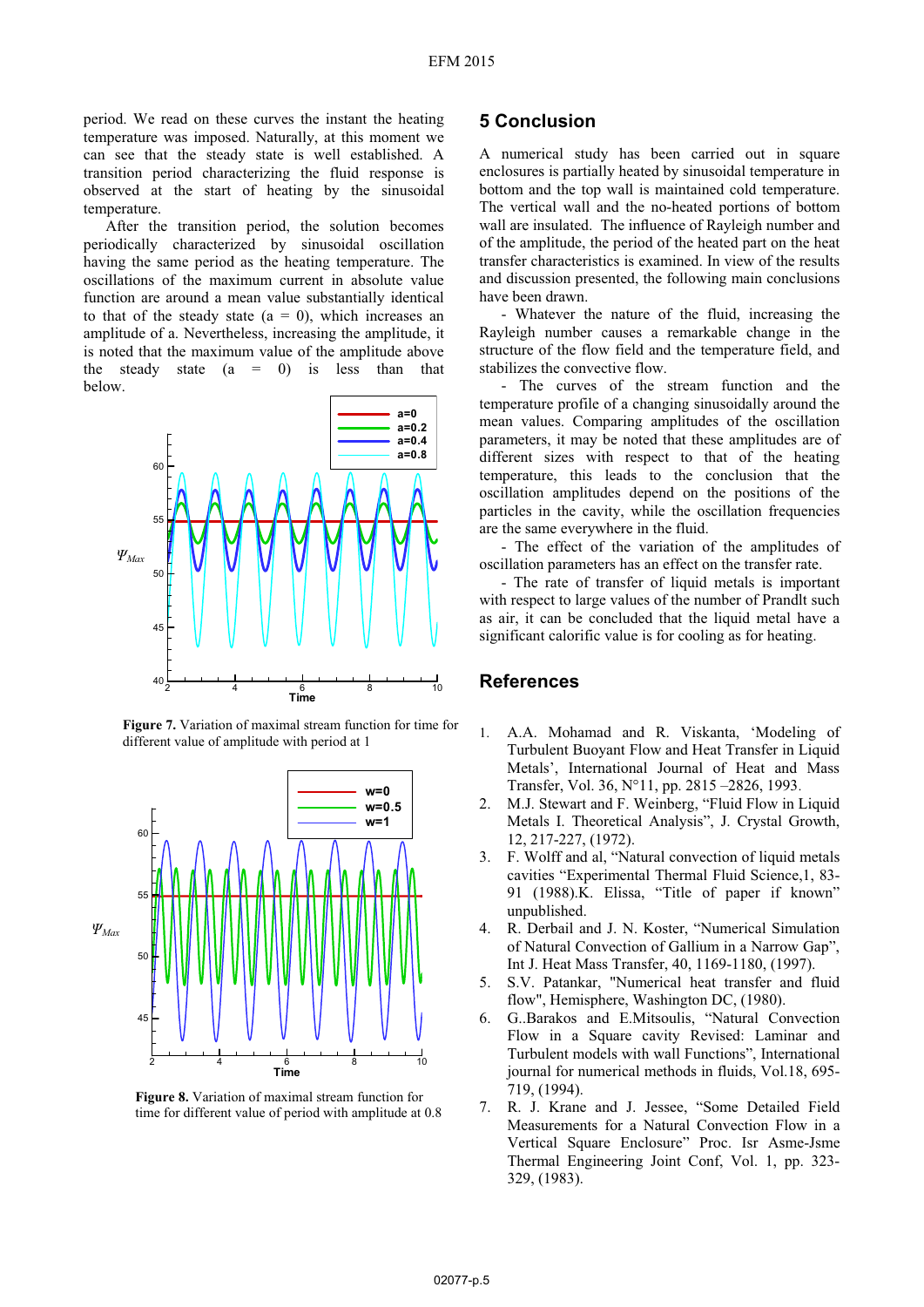period. We read on these curves the instant the heating temperature was imposed. Naturally, at this moment we can see that the steady state is well established. A transition period characterizing the fluid response is observed at the start of heating by the sinusoidal temperature.

After the transition period, the solution becomes periodically characterized by sinusoidal oscillation having the same period as the heating temperature. The oscillations of the maximum current in absolute value function are around a mean value substantially identical to that of the steady state (a = 0), which increases an amplitude of a. Nevertheless, increasing the amplitude, it is noted that the maximum value of the amplitude above the steady state (a = 0) is less than that below.

a=0
a=0.2
a=0.4
a=0.8
60
55
50
45
40
$\Psi_{Max}$
2
4
6
8
10
Time

**Figure 7.** Variation of maximal stream function for time for different value of amplitude with period at 1

w=0
w=0.5
w=1
60
55
50
45
$\Psi_{Max}$
2
4
6
8
10
Time

**Figure 8.** Variation of maximal stream function for time for different value of period with amplitude at 0.8

## 5 Conclusion

A numerical study has been carried out in square enclosures is partially heated by sinusoidal temperature in bottom and the top wall is maintained cold temperature. The vertical wall and the no-heated portions of bottom wall are insulated. The influence of Rayleigh number and of the amplitude, the period of the heated part on the heat transfer characteristics is examined. In view of the results and discussion presented, the following main conclusions have been drawn.

- Whatever the nature of the fluid, increasing the Rayleigh number causes a remarkable change in the structure of the flow field and the temperature field, and stabilizes the convective flow.

- The curves of the stream function and the temperature profile of a changing sinusoidally around the mean values. Comparing amplitudes of the oscillation parameters, it may be noted that these amplitudes are of different sizes with respect to that of the heating temperature, this leads to the conclusion that the oscillation amplitudes depend on the positions of the particles in the cavity, while the oscillation frequencies are the same everywhere in the fluid.

- The effect of the variation of the amplitudes of oscillation parameters has an effect on the transfer rate.

- The rate of transfer of liquid metals is important with respect to large values of the number of Prandlt such as air, it can be concluded that the liquid metal have a significant calorific value is for cooling as for heating.

## References

1. A.A. Mohamad and R. Viskanta, 'Modeling of Turbulent Buoyant Flow and Heat Transfer in Liquid Metals', International Journal of Heat and Mass Transfer, Vol. 36, N°11, pp. 2815 –2826, 1993.
2. M.J. Stewart and F. Weinberg, "Fluid Flow in Liquid Metals I. Theoretical Analysis", J. Crystal Growth, 12, 217-227, (1972).
3. F. Wolff and al, "Natural convection of liquid metals cavities "Experimental Thermal Fluid Science,1, 83-91 (1988).K. Elissa, "Title of paper if known" unpublished.
4. R. Derbail and J. N. Koster, "Numerical Simulation of Natural Convection of Gallium in a Narrow Gap", Int J. Heat Mass Transfer, 40, 1169-1180, (1997).
5. S.V. Patankar, "Numerical heat transfer and fluid flow", Hemisphere, Washington DC, (1980).
6. G..Barakos and E.Mitsoulis, "Natural Convection Flow in a Square cavity Revised: Laminar and Turbulent models with wall Functions", International journal for numerical methods in fluids, Vol.18, 695-719, (1994).
7. R. J. Krane and J. Jessee, "Some Detailed Field Measurements for a Natural Convection Flow in a Vertical Square Enclosure" Proc. Isr Asme-Jsme Thermal Engineering Joint Conf, Vol. 1, pp. 323-329, (1983).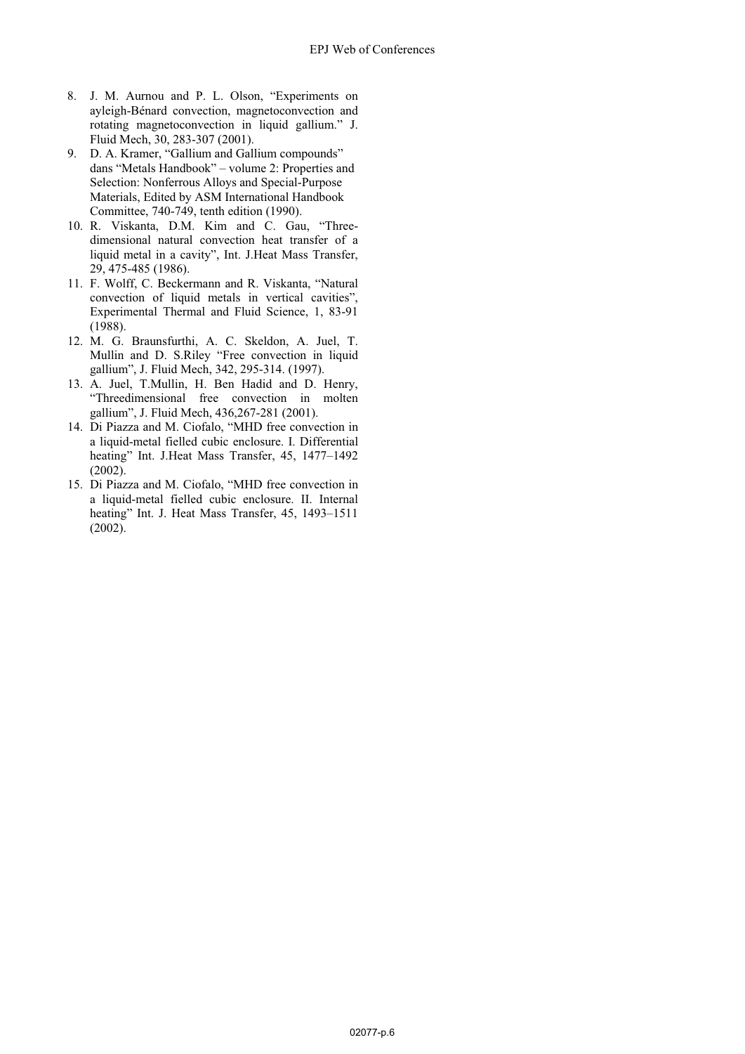8. J. M. Aurnou and P. L. Olson, "Experiments on ayleigh-Bénard convection, magnetoconvection and rotating magnetoconvection in liquid gallium." J. Fluid Mech, 30, 283-307 (2001).
9. D. A. Kramer, "Gallium and Gallium compounds" dans "Metals Handbook" – volume 2: Properties and Selection: Nonferrous Alloys and Special-Purpose Materials, Edited by ASM International Handbook Committee, 740-749, tenth edition (1990).
10. R. Viskanta, D.M. Kim and C. Gau, "Three-dimensional natural convection heat transfer of a liquid metal in a cavity", Int. J.Heat Mass Transfer, 29, 475-485 (1986).
11. F. Wolff, C. Beckermann and R. Viskanta, "Natural convection of liquid metals in vertical cavities", Experimental Thermal and Fluid Science, 1, 83-91 (1988).
12. M. G. Braunsfurthi, A. C. Skeldon, A. Juel, T. Mullin and D. S.Riley "Free convection in liquid gallium", J. Fluid Mech, 342, 295-314. (1997).
13. A. Juel, T.Mullin, H. Ben Hadid and D. Henry, "Threedimensional free convection in molten gallium", J. Fluid Mech, 436,267-281 (2001).
14. Di Piazza and M. Ciofalo, "MHD free convection in a liquid-metal fielled cubic enclosure. I. Differential heating" Int. J.Heat Mass Transfer, 45, 1477–1492 (2002).
15. Di Piazza and M. Ciofalo, "MHD free convection in a liquid-metal fielled cubic enclosure. II. Internal heating" Int. J. Heat Mass Transfer, 45, 1493–1511 (2002).